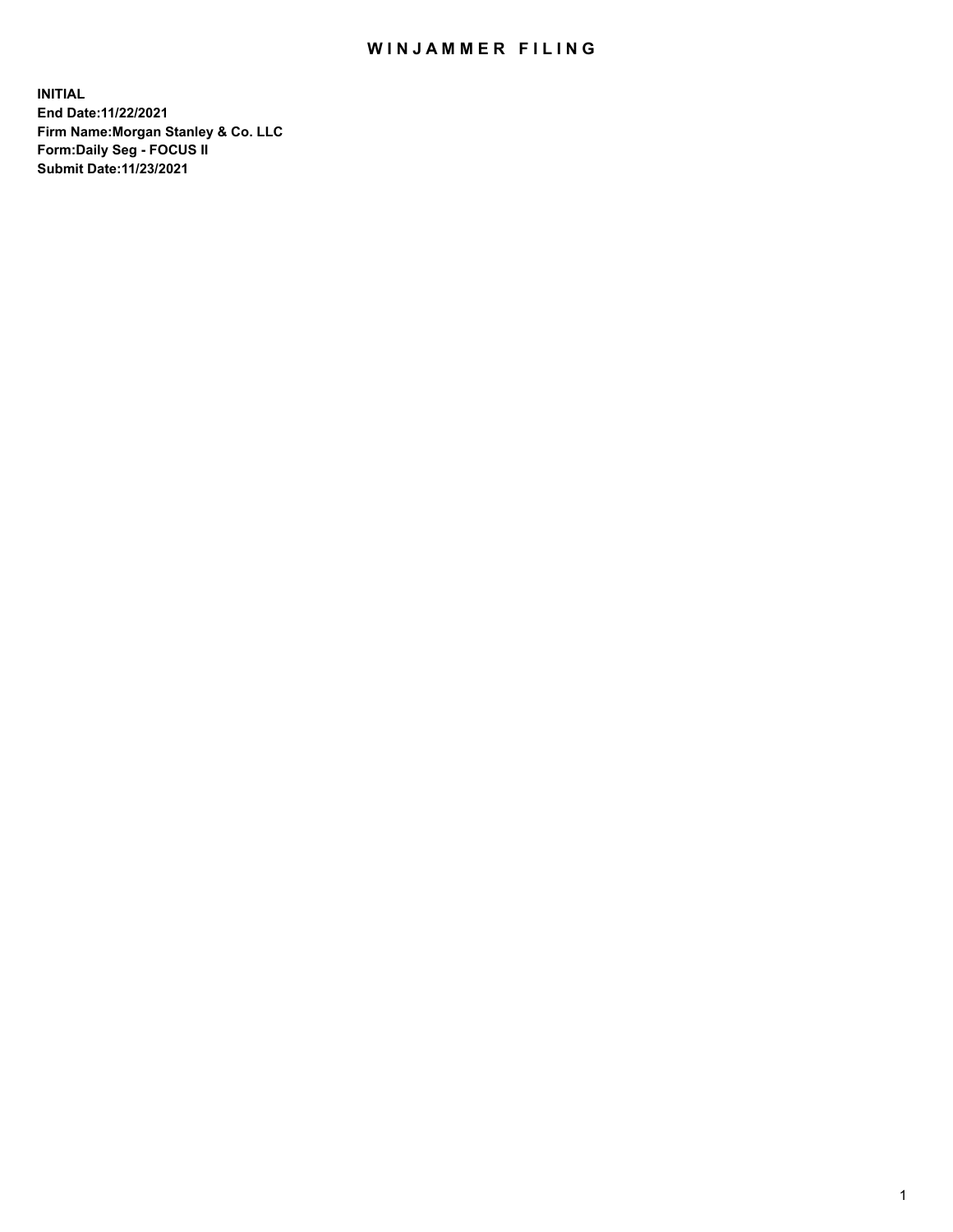# WINJAMMER FILING

**INITIAL**
**End Date:11/22/2021**
**Firm Name:Morgan Stanley & Co. LLC**
**Form:Daily Seg - FOCUS II**
**Submit Date:11/23/2021**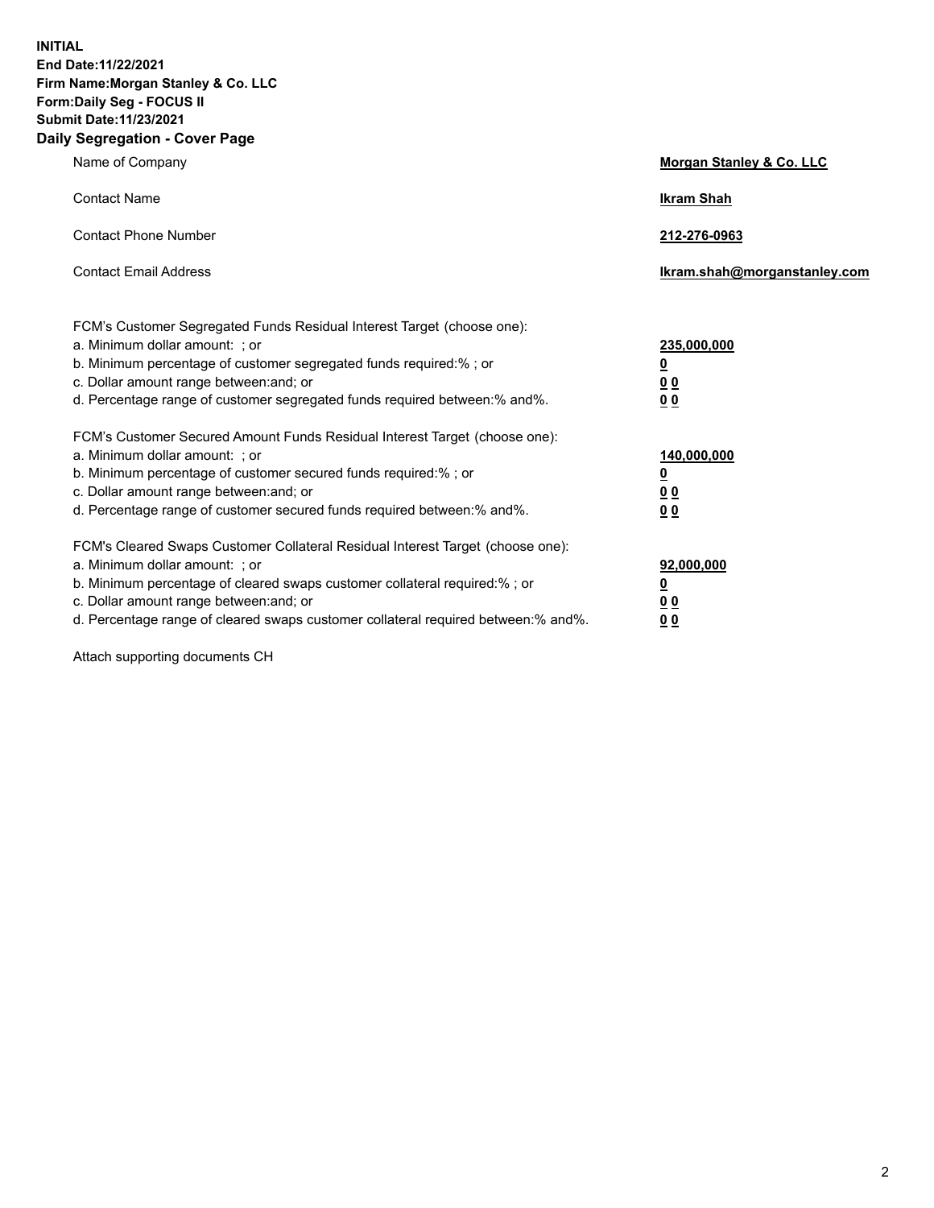**INITIAL**
**End Date:11/22/2021**
**Firm Name:Morgan Stanley & Co. LLC**
**Form:Daily Seg - FOCUS II**
**Submit Date:11/23/2021**

## Daily Segregation - Cover Page

| | |
|---|---|
| Name of Company | **Morgan Stanley & Co. LLC** |
| Contact Name | **Ikram Shah** |
| Contact Phone Number | **212-276-0963** |
| Contact Email Address | **Ikram.shah@morganstanley.com** |

| | |
|---|---|
| FCM's Customer Segregated Funds Residual Interest Target (choose one): | |
| a. Minimum dollar amount: ; or | **235,000,000** |
| b. Minimum percentage of customer segregated funds required:% ; or | **0** |
| c. Dollar amount range between:and; or | **0 0** |
| d. Percentage range of customer segregated funds required between:% and%. | **0 0** |
| FCM's Customer Secured Amount Funds Residual Interest Target (choose one): | |
| a. Minimum dollar amount: ; or | **140,000,000** |
| b. Minimum percentage of customer secured funds required:% ; or | **0** |
| c. Dollar amount range between:and; or | **0 0** |
| d. Percentage range of customer secured funds required between:% and%. | **0 0** |
| FCM's Cleared Swaps Customer Collateral Residual Interest Target (choose one): | |
| a. Minimum dollar amount: ; or | **92,000,000** |
| b. Minimum percentage of cleared swaps customer collateral required:% ; or | **0** |
| c. Dollar amount range between:and; or | **0 0** |
| d. Percentage range of cleared swaps customer collateral required between:% and%. | **0 0** |

Attach supporting documents CH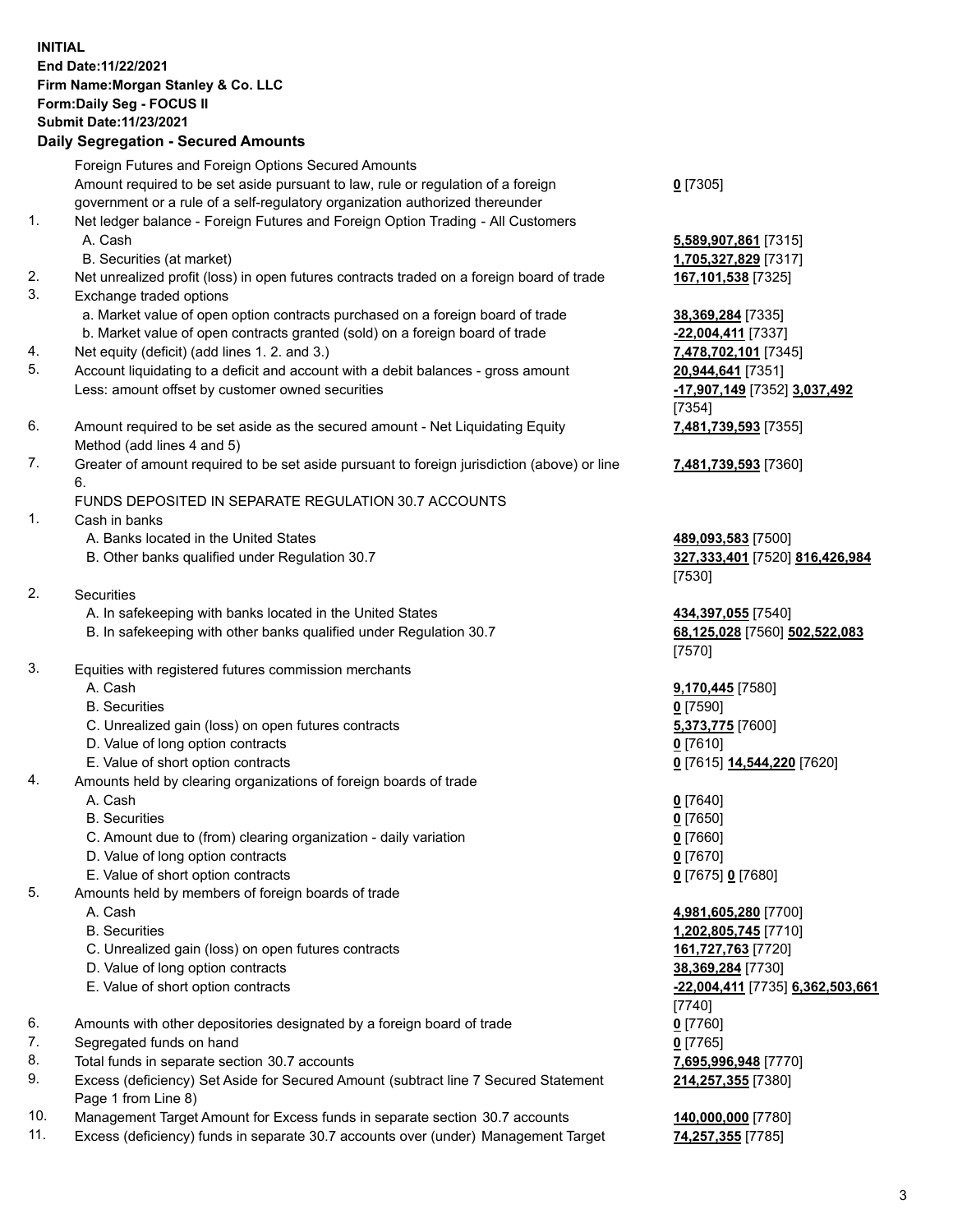**INITIAL**
**End Date:11/22/2021**
**Firm Name:Morgan Stanley & Co. LLC**
**Form:Daily Seg - FOCUS II**
**Submit Date:11/23/2021**

### Daily Segregation - Secured Amounts

| | | |
|---|---|---|
| | Foreign Futures and Foreign Options Secured Amounts | |
| | Amount required to be set aside pursuant to law, rule or regulation of a foreign government or a rule of a self-regulatory organization authorized thereunder | **0** [7305] |
| 1. | Net ledger balance - Foreign Futures and Foreign Option Trading - All Customers | |
| | A. Cash | **5,589,907,861** [7315] |
| | B. Securities (at market) | **1,705,327,829** [7317] |
| 2. | Net unrealized profit (loss) in open futures contracts traded on a foreign board of trade | **167,101,538** [7325] |
| 3. | Exchange traded options | |
| | a. Market value of open option contracts purchased on a foreign board of trade | **38,369,284** [7335] |
| | b. Market value of open contracts granted (sold) on a foreign board of trade | **-22,004,411** [7337] |
| 4. | Net equity (deficit) (add lines 1. 2. and 3.) | **7,478,702,101** [7345] |
| 5. | Account liquidating to a deficit and account with a debit balances - gross amount | **20,944,641** [7351] |
| | Less: amount offset by customer owned securities | **-17,907,149** [7352] **3,037,492** [7354] |
| 6. | Amount required to be set aside as the secured amount - Net Liquidating Equity Method (add lines 4 and 5) | **7,481,739,593** [7355] |
| 7. | Greater of amount required to be set aside pursuant to foreign jurisdiction (above) or line 6. | **7,481,739,593** [7360] |
| | FUNDS DEPOSITED IN SEPARATE REGULATION 30.7 ACCOUNTS | |
| 1. | Cash in banks | |
| | A. Banks located in the United States | **489,093,583** [7500] |
| | B. Other banks qualified under Regulation 30.7 | **327,333,401** [7520] **816,426,984** [7530] |
| 2. | Securities | |
| | A. In safekeeping with banks located in the United States | **434,397,055** [7540] |
| | B. In safekeeping with other banks qualified under Regulation 30.7 | **68,125,028** [7560] **502,522,083** [7570] |
| 3. | Equities with registered futures commission merchants | |
| | A. Cash | **9,170,445** [7580] |
| | B. Securities | **0** [7590] |
| | C. Unrealized gain (loss) on open futures contracts | **5,373,775** [7600] |
| | D. Value of long option contracts | **0** [7610] |
| | E. Value of short option contracts | **0** [7615] **14,544,220** [7620] |
| 4. | Amounts held by clearing organizations of foreign boards of trade | |
| | A. Cash | **0** [7640] |
| | B. Securities | **0** [7650] |
| | C. Amount due to (from) clearing organization - daily variation | **0** [7660] |
| | D. Value of long option contracts | **0** [7670] |
| | E. Value of short option contracts | **0** [7675] **0** [7680] |
| 5. | Amounts held by members of foreign boards of trade | |
| | A. Cash | **4,981,605,280** [7700] |
| | B. Securities | **1,202,805,745** [7710] |
| | C. Unrealized gain (loss) on open futures contracts | **161,727,763** [7720] |
| | D. Value of long option contracts | **38,369,284** [7730] |
| | E. Value of short option contracts | **-22,004,411** [7735] **6,362,503,661** [7740] |
| 6. | Amounts with other depositories designated by a foreign board of trade | **0** [7760] |
| 7. | Segregated funds on hand | **0** [7765] |
| 8. | Total funds in separate section 30.7 accounts | **7,695,996,948** [7770] |
| 9. | Excess (deficiency) Set Aside for Secured Amount (subtract line 7 Secured Statement Page 1 from Line 8) | **214,257,355** [7380] |
| 10. | Management Target Amount for Excess funds in separate section 30.7 accounts | **140,000,000** [7780] |
| 11. | Excess (deficiency) funds in separate 30.7 accounts over (under) Management Target | **74,257,355** [7785] |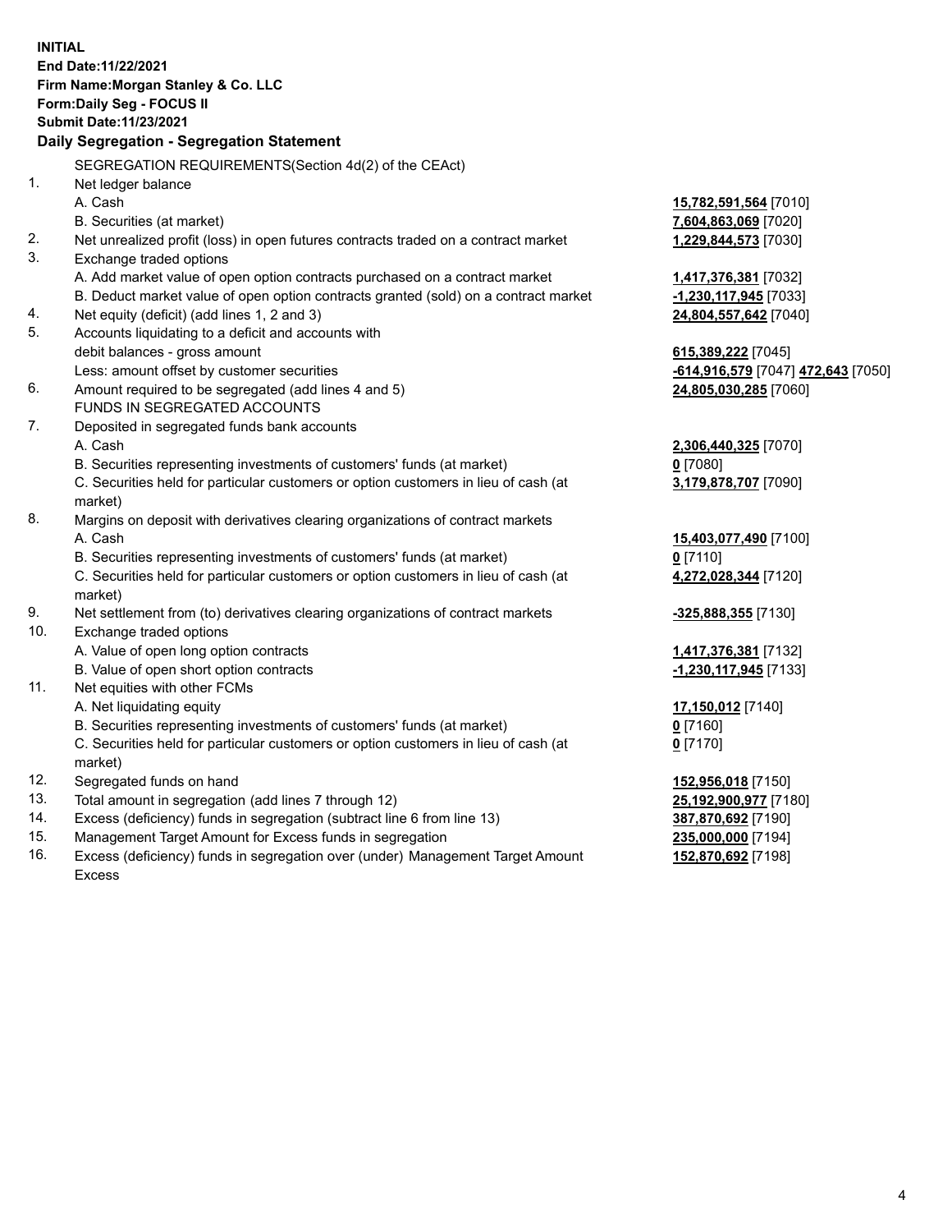**INITIAL**
**End Date:11/22/2021**
**Firm Name:Morgan Stanley & Co. LLC**
**Form:Daily Seg - FOCUS II**
**Submit Date:11/23/2021**

**Daily Segregation - Segregation Statement**

SEGREGATION REQUIREMENTS(Section 4d(2) of the CEAct)

| | | |
|---|---|---|
| 1. | Net ledger balance | |
| | A. Cash | **15,782,591,564** [7010] |
| | B. Securities (at market) | **7,604,863,069** [7020] |
| 2. | Net unrealized profit (loss) in open futures contracts traded on a contract market | **1,229,844,573** [7030] |
| 3. | Exchange traded options | |
| | A. Add market value of open option contracts purchased on a contract market | **1,417,376,381** [7032] |
| | B. Deduct market value of open option contracts granted (sold) on a contract market | **-1,230,117,945** [7033] |
| 4. | Net equity (deficit) (add lines 1, 2 and 3) | **24,804,557,642** [7040] |
| 5. | Accounts liquidating to a deficit and accounts with debit balances - gross amount | **615,389,222** [7045] |
| | Less: amount offset by customer securities | **-614,916,579** [7047] **472,643** [7050] |
| 6. | Amount required to be segregated (add lines 4 and 5) | **24,805,030,285** [7060] |
| | FUNDS IN SEGREGATED ACCOUNTS | |
| 7. | Deposited in segregated funds bank accounts | |
| | A. Cash | **2,306,440,325** [7070] |
| | B. Securities representing investments of customers' funds (at market) | **0** [7080] |
| | C. Securities held for particular customers or option customers in lieu of cash (at market) | **3,179,878,707** [7090] |
| 8. | Margins on deposit with derivatives clearing organizations of contract markets | |
| | A. Cash | **15,403,077,490** [7100] |
| | B. Securities representing investments of customers' funds (at market) | **0** [7110] |
| | C. Securities held for particular customers or option customers in lieu of cash (at market) | **4,272,028,344** [7120] |
| 9. | Net settlement from (to) derivatives clearing organizations of contract markets | **-325,888,355** [7130] |
| 10. | Exchange traded options | |
| | A. Value of open long option contracts | **1,417,376,381** [7132] |
| | B. Value of open short option contracts | **-1,230,117,945** [7133] |
| 11. | Net equities with other FCMs | |
| | A. Net liquidating equity | **17,150,012** [7140] |
| | B. Securities representing investments of customers' funds (at market) | **0** [7160] |
| | C. Securities held for particular customers or option customers in lieu of cash (at market) | **0** [7170] |
| 12. | Segregated funds on hand | **152,956,018** [7150] |
| 13. | Total amount in segregation (add lines 7 through 12) | **25,192,900,977** [7180] |
| 14. | Excess (deficiency) funds in segregation (subtract line 6 from line 13) | **387,870,692** [7190] |
| 15. | Management Target Amount for Excess funds in segregation | **235,000,000** [7194] |
| 16. | Excess (deficiency) funds in segregation over (under) Management Target Amount Excess | **152,870,692** [7198] |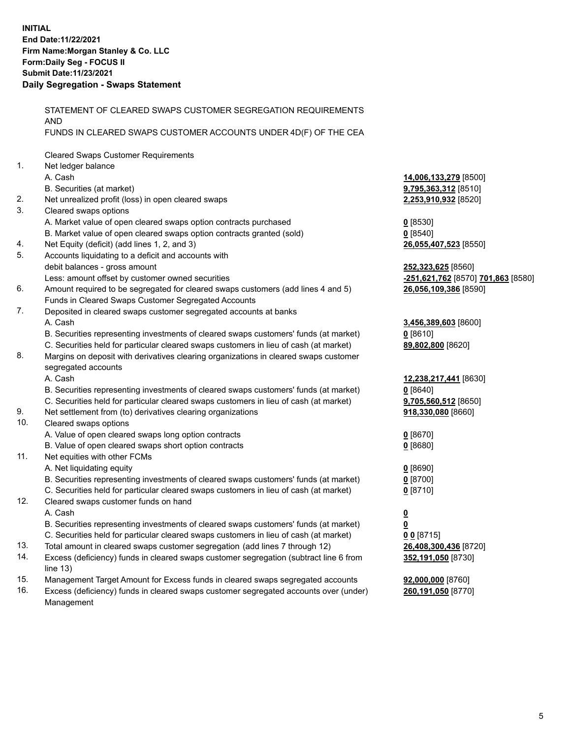**INITIAL**
**End Date:11/22/2021**
**Firm Name:Morgan Stanley & Co. LLC**
**Form:Daily Seg - FOCUS II**
**Submit Date:11/23/2021**
**Daily Segregation - Swaps Statement**

STATEMENT OF CLEARED SWAPS CUSTOMER SEGREGATION REQUIREMENTS AND FUNDS IN CLEARED SWAPS CUSTOMER ACCOUNTS UNDER 4D(F) OF THE CEA

| | | |
|---|---|---|
| | Cleared Swaps Customer Requirements | |
| 1. | Net ledger balance | |
| | A. Cash | **14,006,133,279** [8500] |
| | B. Securities (at market) | **9,795,363,312** [8510] |
| 2. | Net unrealized profit (loss) in open cleared swaps | **2,253,910,932** [8520] |
| 3. | Cleared swaps options | |
| | A. Market value of open cleared swaps option contracts purchased | **0** [8530] |
| | B. Market value of open cleared swaps option contracts granted (sold) | **0** [8540] |
| 4. | Net Equity (deficit) (add lines 1, 2, and 3) | **26,055,407,523** [8550] |
| 5. | Accounts liquidating to a deficit and accounts with debit balances - gross amount | **252,323,625** [8560] |
| | Less: amount offset by customer owned securities | **-251,621,762** [8570] **701,863** [8580] |
| 6. | Amount required to be segregated for cleared swaps customers (add lines 4 and 5) | **26,056,109,386** [8590] |
| | Funds in Cleared Swaps Customer Segregated Accounts | |
| 7. | Deposited in cleared swaps customer segregated accounts at banks | |
| | A. Cash | **3,456,389,603** [8600] |
| | B. Securities representing investments of cleared swaps customers' funds (at market) | **0** [8610] |
| | C. Securities held for particular cleared swaps customers in lieu of cash (at market) | **89,802,800** [8620] |
| 8. | Margins on deposit with derivatives clearing organizations in cleared swaps customer segregated accounts | |
| | A. Cash | **12,238,217,441** [8630] |
| | B. Securities representing investments of cleared swaps customers' funds (at market) | **0** [8640] |
| | C. Securities held for particular cleared swaps customers in lieu of cash (at market) | **9,705,560,512** [8650] |
| 9. | Net settlement from (to) derivatives clearing organizations | **918,330,080** [8660] |
| 10. | Cleared swaps options | |
| | A. Value of open cleared swaps long option contracts | **0** [8670] |
| | B. Value of open cleared swaps short option contracts | **0** [8680] |
| 11. | Net equities with other FCMs | |
| | A. Net liquidating equity | **0** [8690] |
| | B. Securities representing investments of cleared swaps customers' funds (at market) | **0** [8700] |
| | C. Securities held for particular cleared swaps customers in lieu of cash (at market) | **0** [8710] |
| 12. | Cleared swaps customer funds on hand | |
| | A. Cash | **0** |
| | B. Securities representing investments of cleared swaps customers' funds (at market) | **0** |
| | C. Securities held for particular cleared swaps customers in lieu of cash (at market) | **0** **0** [8715] |
| 13. | Total amount in cleared swaps customer segregation (add lines 7 through 12) | **26,408,300,436** [8720] |
| 14. | Excess (deficiency) funds in cleared swaps customer segregation (subtract line 6 from line 13) | **352,191,050** [8730] |
| 15. | Management Target Amount for Excess funds in cleared swaps segregated accounts | **92,000,000** [8760] |
| 16. | Excess (deficiency) funds in cleared swaps customer segregated accounts over (under) Management | **260,191,050** [8770] |